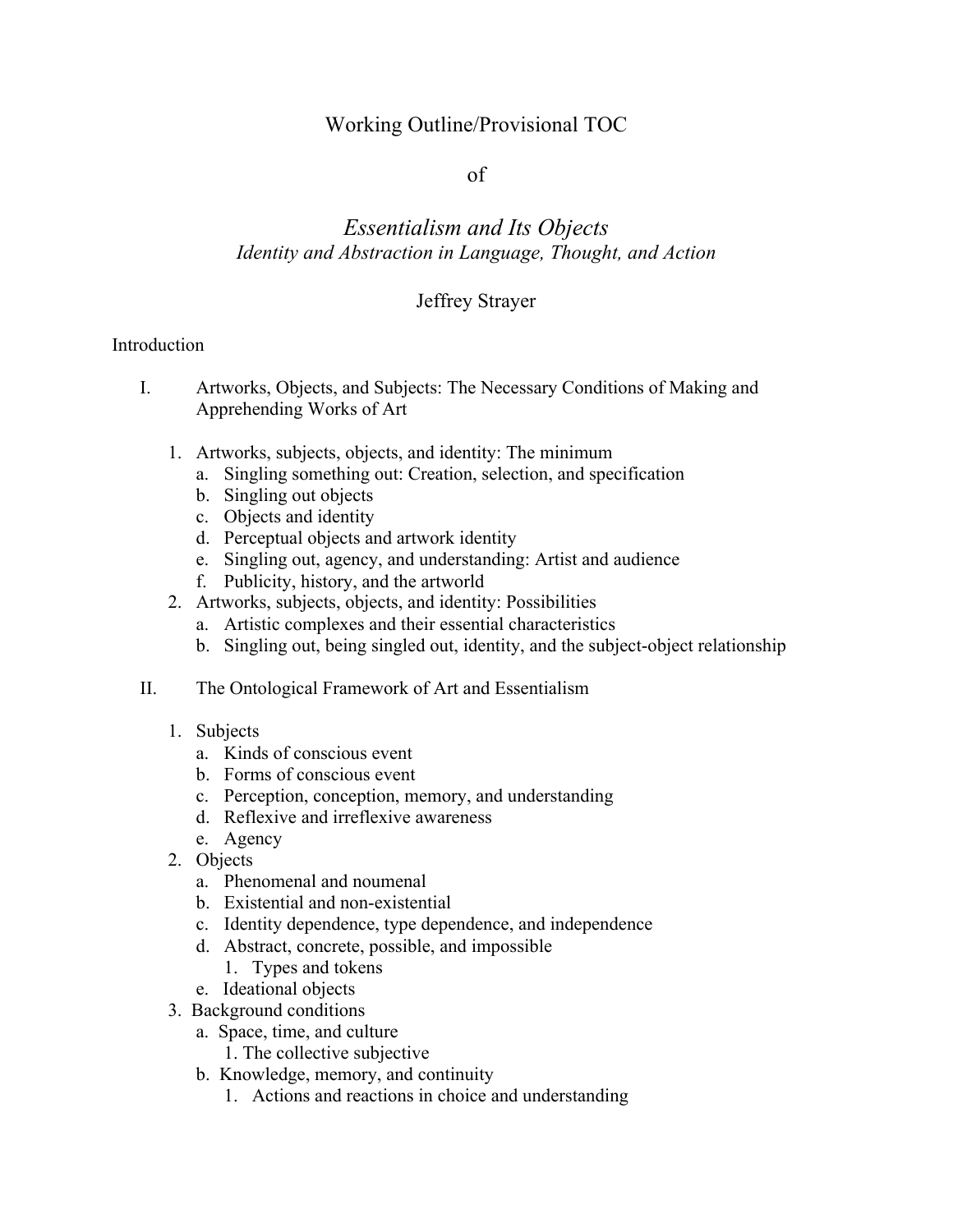# Working Outline/Provisional TOC

of

## *Essentialism and Its Objects*

*Identity and Abstraction in Language, Thought, and Action*

Jeffrey Strayer

Introduction

I. Artworks, Objects, and Subjects: The Necessary Conditions of Making and Apprehending Works of Art

1. Artworks, subjects, objects, and identity: The minimum
   a. Singling something out: Creation, selection, and specification
   b. Singling out objects
   c. Objects and identity
   d. Perceptual objects and artwork identity
   e. Singling out, agency, and understanding: Artist and audience
   f. Publicity, history, and the artworld
2. Artworks, subjects, objects, and identity: Possibilities
   a. Artistic complexes and their essential characteristics
   b. Singling out, being singled out, identity, and the subject-object relationship

II. The Ontological Framework of Art and Essentialism

1. Subjects
   a. Kinds of conscious event
   b. Forms of conscious event
   c. Perception, conception, memory, and understanding
   d. Reflexive and irreflexive awareness
   e. Agency
2. Objects
   a. Phenomenal and noumenal
   b. Existential and non-existential
   c. Identity dependence, type dependence, and independence
   d. Abstract, concrete, possible, and impossible
      1. Types and tokens
   e. Ideational objects
3. Background conditions
   a. Space, time, and culture
      1. The collective subjective
   b. Knowledge, memory, and continuity
      1. Actions and reactions in choice and understanding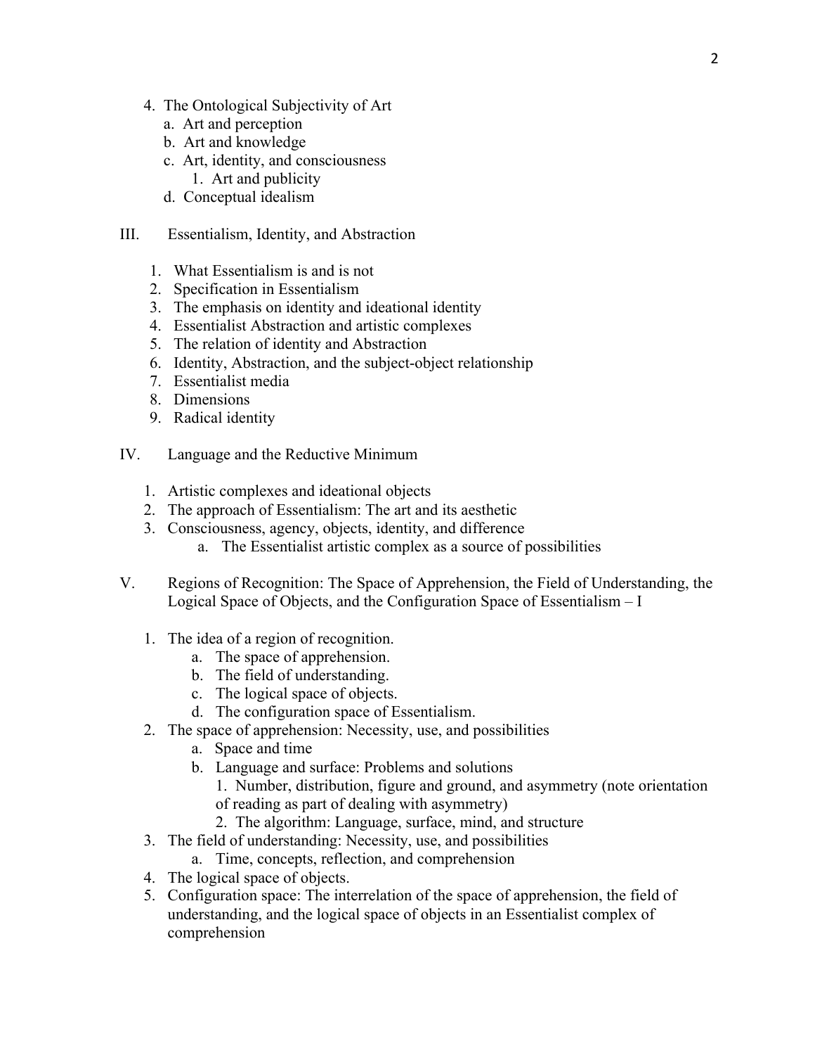4. The Ontological Subjectivity of Art
   a. Art and perception
   b. Art and knowledge
   c. Art, identity, and consciousness
      1. Art and publicity
   d. Conceptual idealism

III. Essentialism, Identity, and Abstraction

1. What Essentialism is and is not
2. Specification in Essentialism
3. The emphasis on identity and ideational identity
4. Essentialist Abstraction and artistic complexes
5. The relation of identity and Abstraction
6. Identity, Abstraction, and the subject-object relationship
7. Essentialist media
8. Dimensions
9. Radical identity

IV. Language and the Reductive Minimum

1. Artistic complexes and ideational objects
2. The approach of Essentialism: The art and its aesthetic
3. Consciousness, agency, objects, identity, and difference
   a. The Essentialist artistic complex as a source of possibilities

V. Regions of Recognition: The Space of Apprehension, the Field of Understanding, the Logical Space of Objects, and the Configuration Space of Essentialism – I

1. The idea of a region of recognition.
   a. The space of apprehension.
   b. The field of understanding.
   c. The logical space of objects.
   d. The configuration space of Essentialism.
2. The space of apprehension: Necessity, use, and possibilities
   a. Space and time
   b. Language and surface: Problems and solutions
      1. Number, distribution, figure and ground, and asymmetry (note orientation of reading as part of dealing with asymmetry)
      2. The algorithm: Language, surface, mind, and structure
3. The field of understanding: Necessity, use, and possibilities
   a. Time, concepts, reflection, and comprehension
4. The logical space of objects.
5. Configuration space: The interrelation of the space of apprehension, the field of understanding, and the logical space of objects in an Essentialist complex of comprehension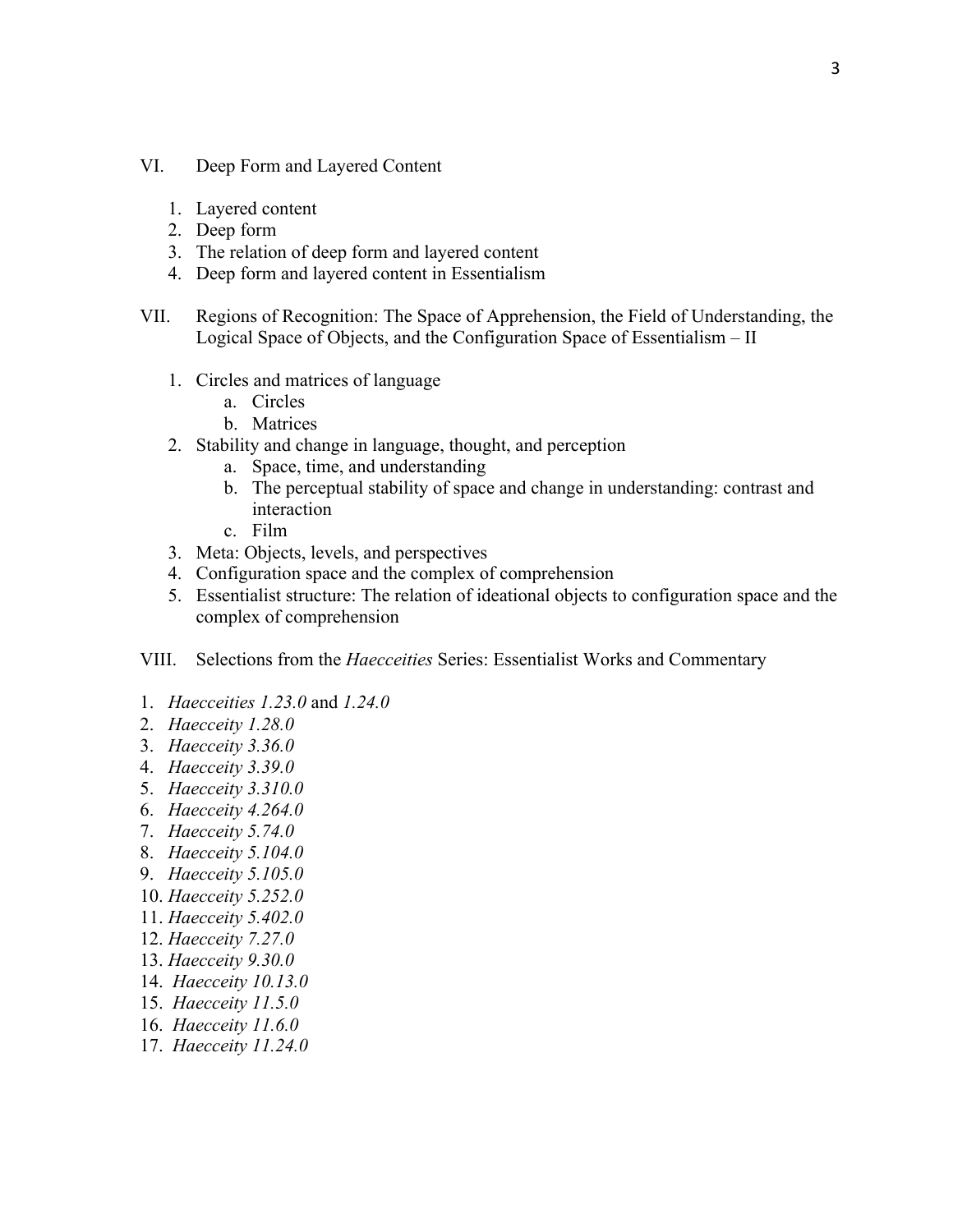VI. Deep Form and Layered Content

1. Layered content
2. Deep form
3. The relation of deep form and layered content
4. Deep form and layered content in Essentialism

VII. Regions of Recognition: The Space of Apprehension, the Field of Understanding, the Logical Space of Objects, and the Configuration Space of Essentialism – II

1. Circles and matrices of language
   a. Circles
   b. Matrices
2. Stability and change in language, thought, and perception
   a. Space, time, and understanding
   b. The perceptual stability of space and change in understanding: contrast and interaction
   c. Film
3. Meta: Objects, levels, and perspectives
4. Configuration space and the complex of comprehension
5. Essentialist structure: The relation of ideational objects to configuration space and the complex of comprehension

VIII. Selections from the *Haecceities* Series: Essentialist Works and Commentary

1. *Haecceities 1.23.0* and *1.24.0*
2. *Haecceity 1.28.0*
3. *Haecceity 3.36.0*
4. *Haecceity 3.39.0*
5. *Haecceity 3.310.0*
6. *Haecceity 4.264.0*
7. *Haecceity 5.74.0*
8. *Haecceity 5.104.0*
9. *Haecceity 5.105.0*
10. *Haecceity 5.252.0*
11. *Haecceity 5.402.0*
12. *Haecceity 7.27.0*
13. *Haecceity 9.30.0*
14. *Haecceity 10.13.0*
15. *Haecceity 11.5.0*
16. *Haecceity 11.6.0*
17. *Haecceity 11.24.0*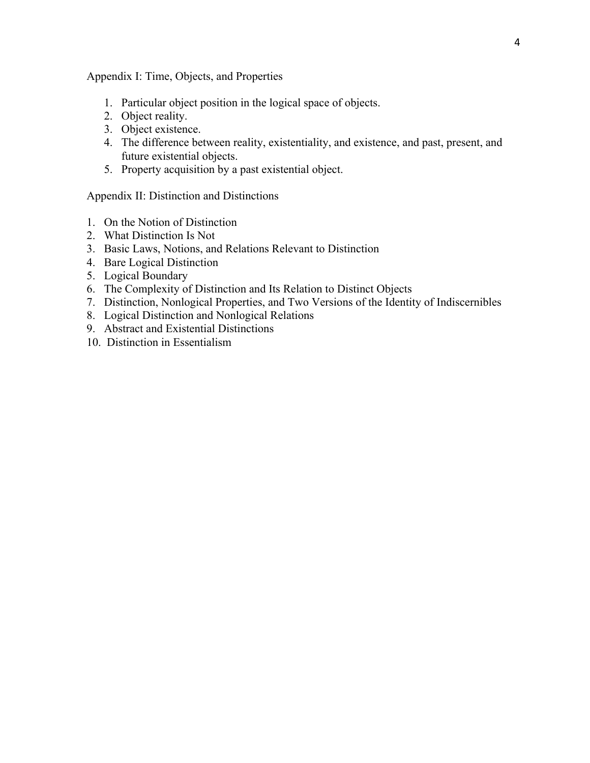Appendix I: Time, Objects, and Properties

1. Particular object position in the logical space of objects.
2. Object reality.
3. Object existence.
4. The difference between reality, existentiality, and existence, and past, present, and future existential objects.
5. Property acquisition by a past existential object.

Appendix II: Distinction and Distinctions

1. On the Notion of Distinction
2. What Distinction Is Not
3. Basic Laws, Notions, and Relations Relevant to Distinction
4. Bare Logical Distinction
5. Logical Boundary
6. The Complexity of Distinction and Its Relation to Distinct Objects
7. Distinction, Nonlogical Properties, and Two Versions of the Identity of Indiscernibles
8. Logical Distinction and Nonlogical Relations
9. Abstract and Existential Distinctions
10. Distinction in Essentialism